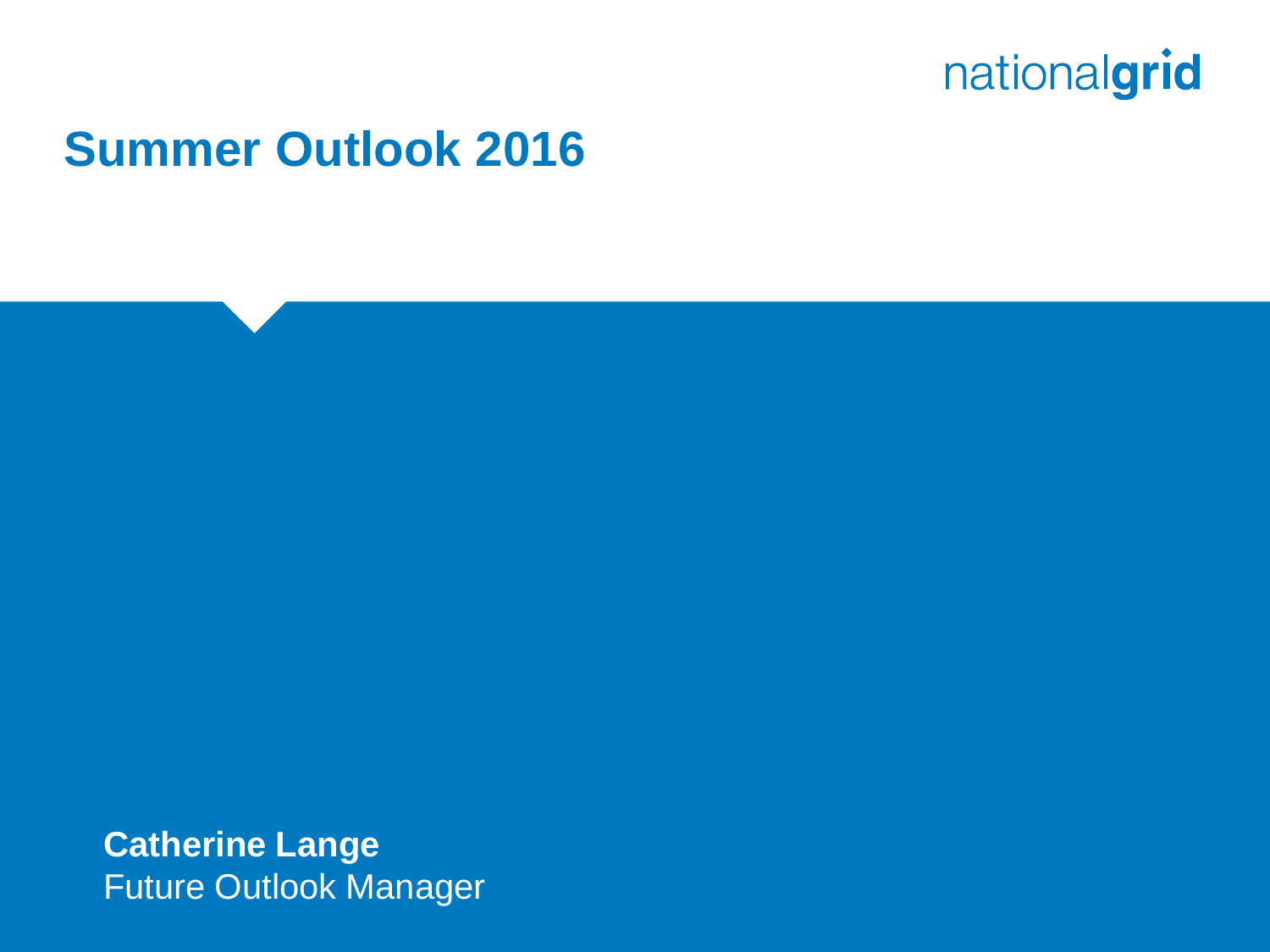nationalgrid

# Summer Outlook 2016

**Catherine Lange**
Future Outlook Manager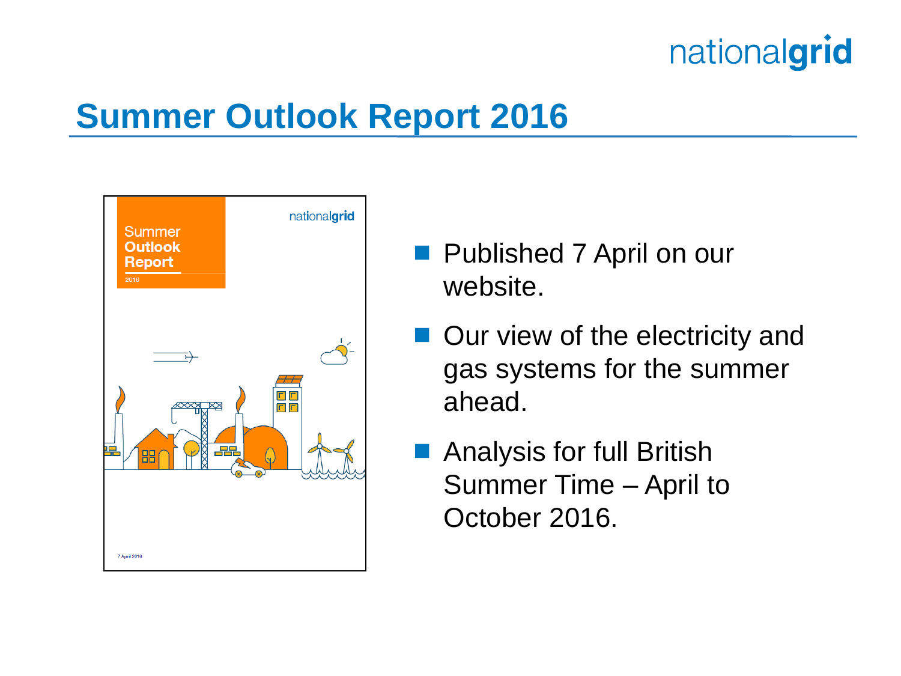# Summer Outlook Report 2016

- Published 7 April on our website.
- Our view of the electricity and gas systems for the summer ahead.
- Analysis for full British Summer Time – April to October 2016.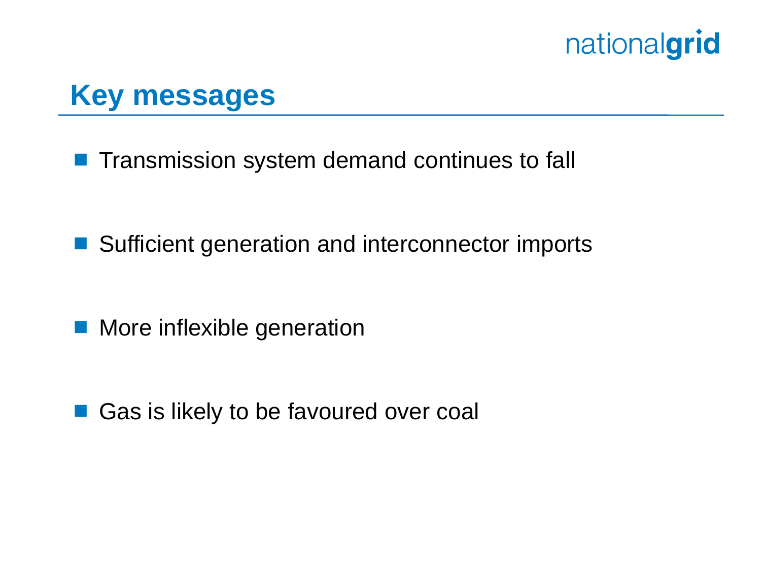# Key messages

- Transmission system demand continues to fall
- Sufficient generation and interconnector imports
- More inflexible generation
- Gas is likely to be favoured over coal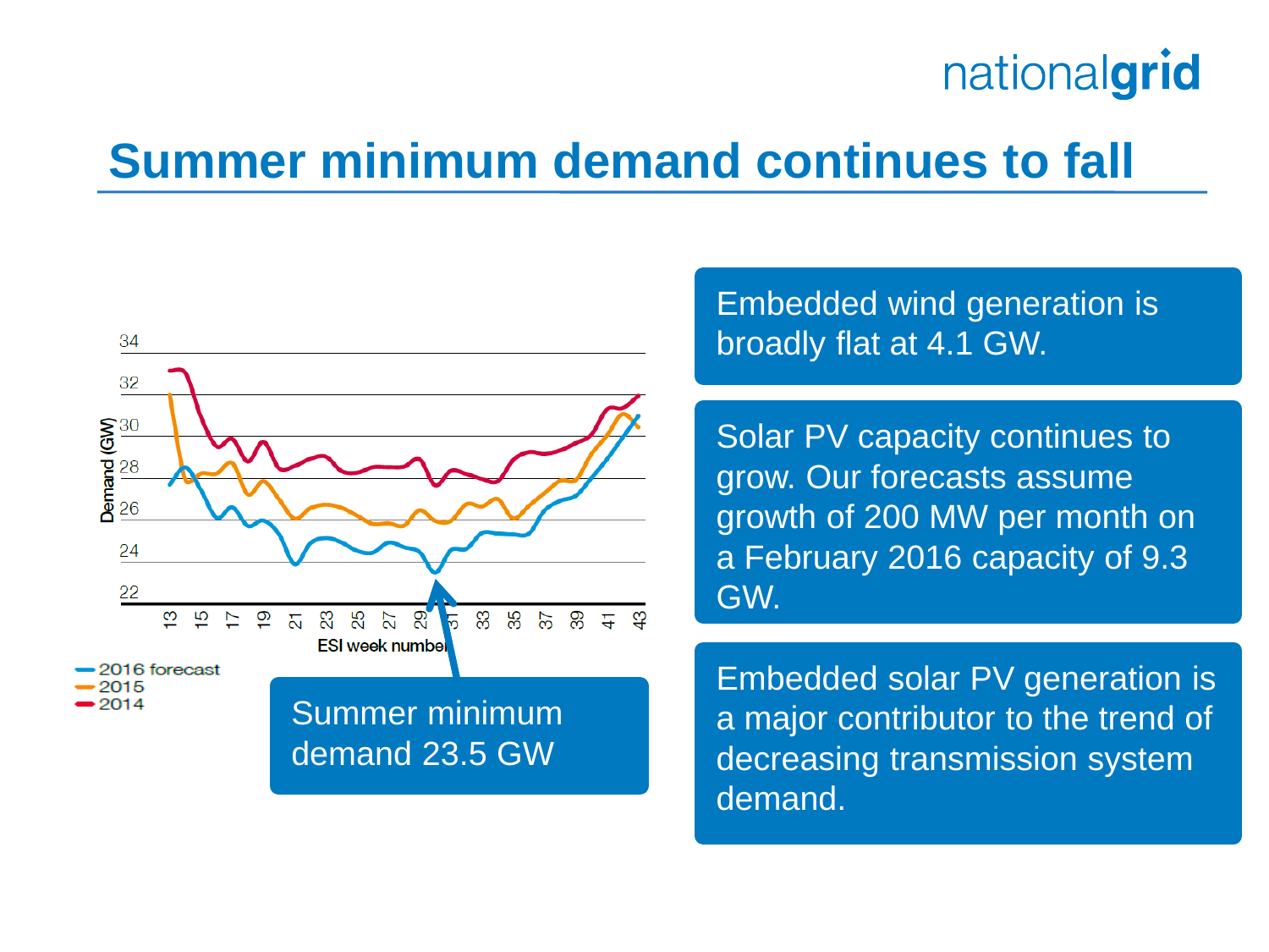# Summer minimum demand continues to fall

Embedded wind generation is broadly flat at 4.1 GW.

Solar PV capacity continues to grow. Our forecasts assume growth of 200 MW per month on a February 2016 capacity of 9.3 GW.

Embedded solar PV generation is a major contributor to the trend of decreasing transmission system demand.

Summer minimum demand 23.5 GW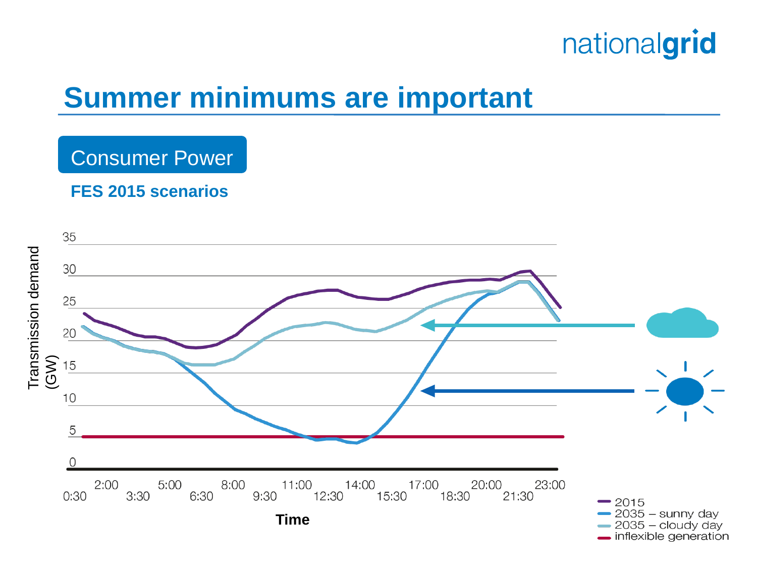# Summer minimums are important

**Consumer Power**

**FES 2015 scenarios**

Transmission demand (GW)

35
30
25
20
15
10
5
0

0:30 2:00 3:30 5:00 6:30 8:00 9:30 11:00 12:30 14:00 15:30 17:00 18:30 20:00 21:30 23:00

**Time**

- 2015
- 2035 – sunny day
- 2035 – cloudy day
- inflexible generation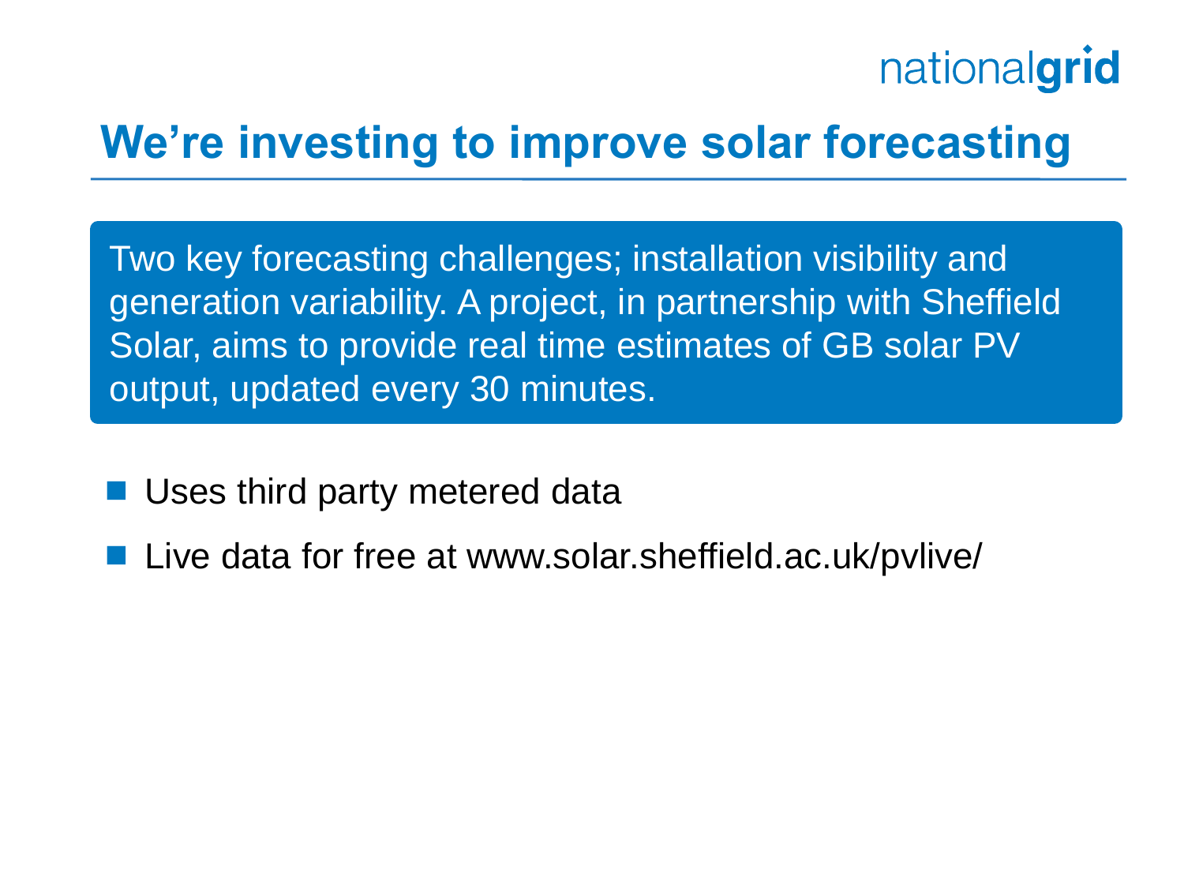# We're investing to improve solar forecasting

Two key forecasting challenges; installation visibility and generation variability. A project, in partnership with Sheffield Solar, aims to provide real time estimates of GB solar PV output, updated every 30 minutes.

- Uses third party metered data
- Live data for free at www.solar.sheffield.ac.uk/pvlive/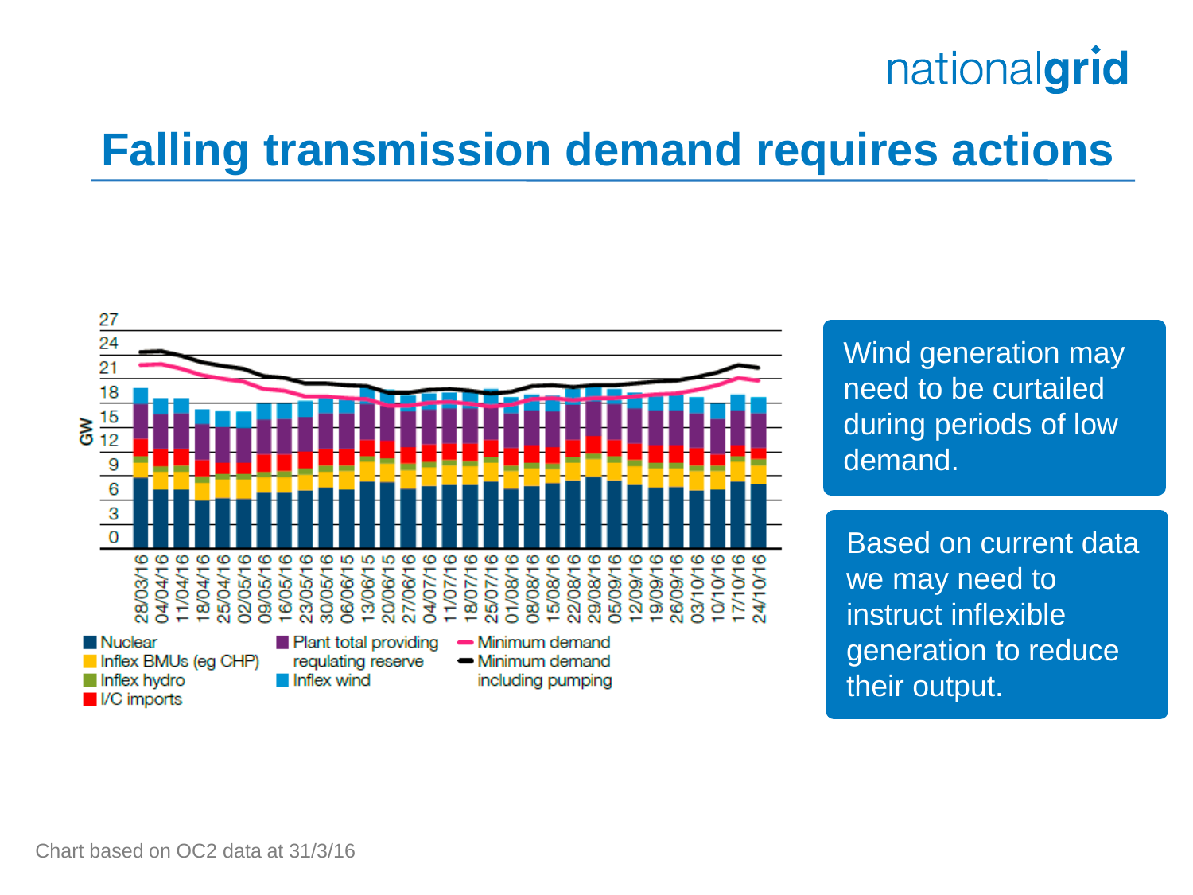# Falling transmission demand requires actions

Wind generation may need to be curtailed during periods of low demand.

Based on current data we may need to instruct inflexible generation to reduce their output.

Chart based on OC2 data at 31/3/16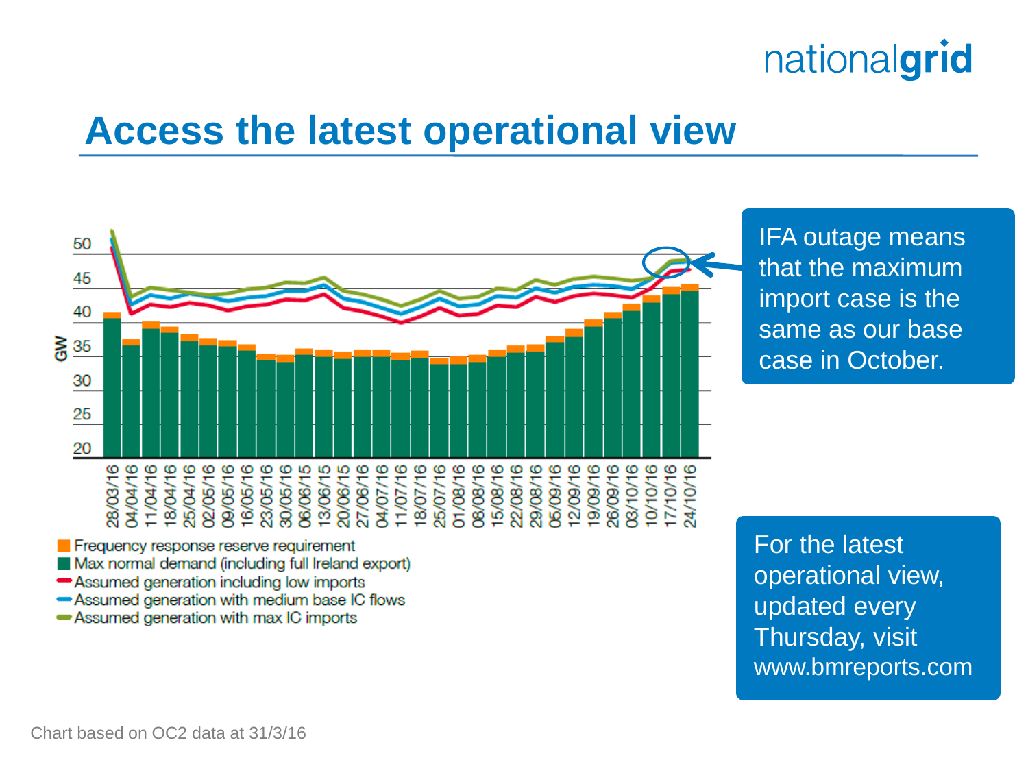# Access the latest operational view

IFA outage means that the maximum import case is the same as our base case in October.

For the latest operational view, updated every Thursday, visit www.bmreports.com

Chart based on OC2 data at 31/3/16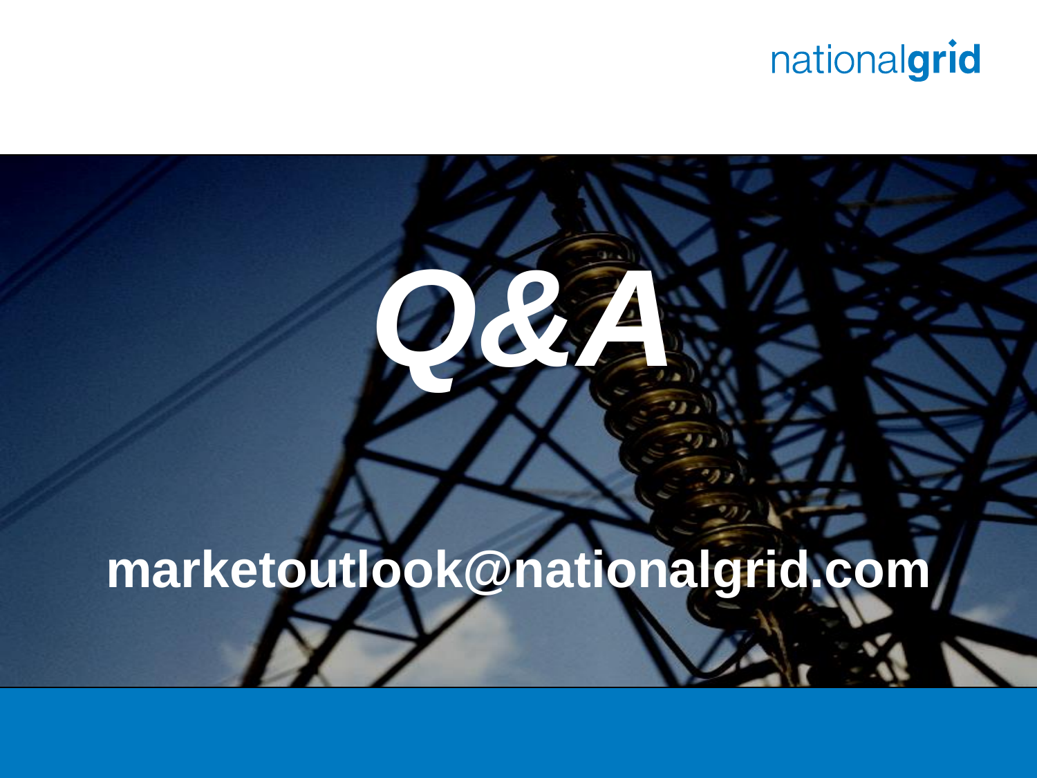# Q&A

**marketoutlook@nationalgrid.com**